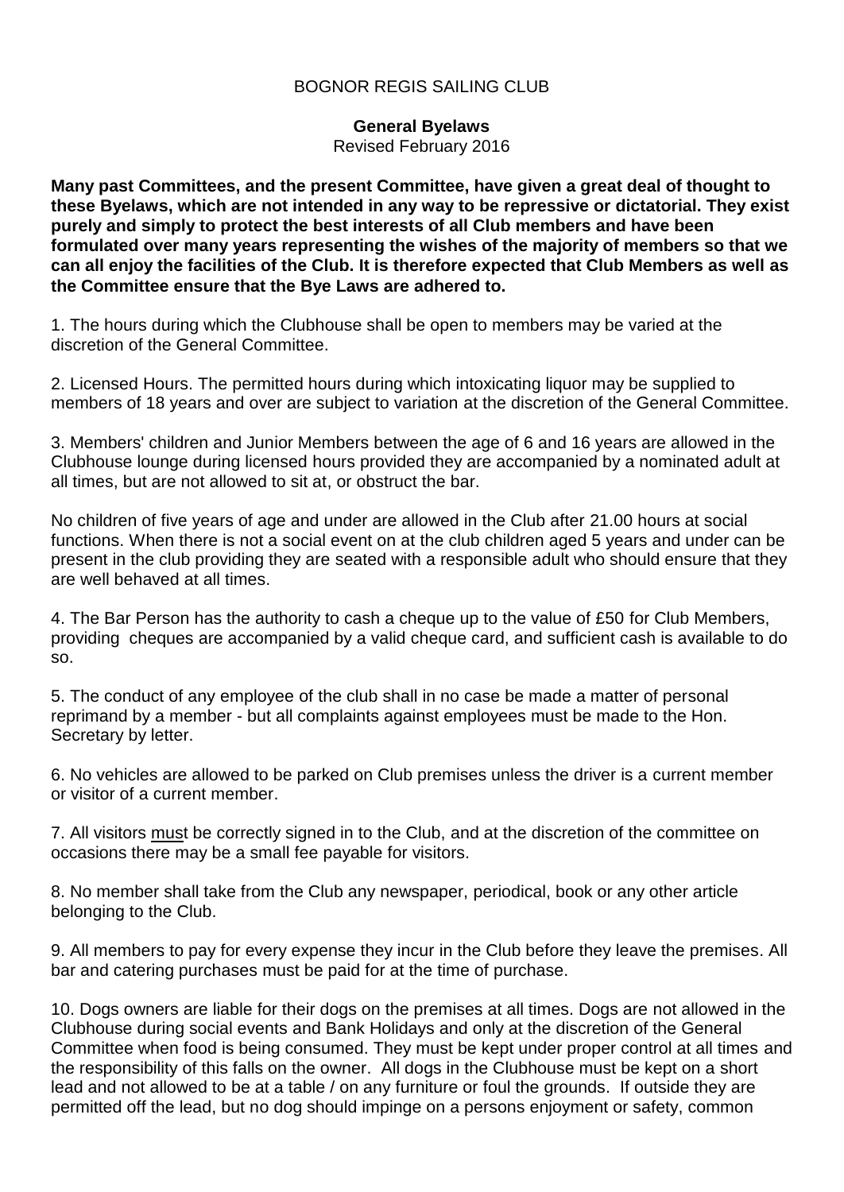BOGNOR REGIS SAILING CLUB

**General Byelaws**
Revised February 2016

**Many past Committees, and the present Committee, have given a great deal of thought to these Byelaws, which are not intended in any way to be repressive or dictatorial. They exist purely and simply to protect the best interests of all Club members and have been formulated over many years representing the wishes of the majority of members so that we can all enjoy the facilities of the Club. It is therefore expected that Club Members as well as the Committee ensure that the Bye Laws are adhered to.**

1. The hours during which the Clubhouse shall be open to members may be varied at the discretion of the General Committee.

2. Licensed Hours. The permitted hours during which intoxicating liquor may be supplied to members of 18 years and over are subject to variation at the discretion of the General Committee.

3. Members' children and Junior Members between the age of 6 and 16 years are allowed in the Clubhouse lounge during licensed hours provided they are accompanied by a nominated adult at all times, but are not allowed to sit at, or obstruct the bar.

No children of five years of age and under are allowed in the Club after 21.00 hours at social functions. When there is not a social event on at the club children aged 5 years and under can be present in the club providing they are seated with a responsible adult who should ensure that they are well behaved at all times.

4. The Bar Person has the authority to cash a cheque up to the value of £50 for Club Members, providing cheques are accompanied by a valid cheque card, and sufficient cash is available to do so.

5. The conduct of any employee of the club shall in no case be made a matter of personal reprimand by a member - but all complaints against employees must be made to the Hon. Secretary by letter.

6. No vehicles are allowed to be parked on Club premises unless the driver is a current member or visitor of a current member.

7. All visitors <u>must</u> be correctly signed in to the Club, and at the discretion of the committee on occasions there may be a small fee payable for visitors.

8. No member shall take from the Club any newspaper, periodical, book or any other article belonging to the Club.

9. All members to pay for every expense they incur in the Club before they leave the premises. All bar and catering purchases must be paid for at the time of purchase.

10. Dogs owners are liable for their dogs on the premises at all times. Dogs are not allowed in the Clubhouse during social events and Bank Holidays and only at the discretion of the General Committee when food is being consumed. They must be kept under proper control at all times and the responsibility of this falls on the owner. All dogs in the Clubhouse must be kept on a short lead and not allowed to be at a table / on any furniture or foul the grounds. If outside they are permitted off the lead, but no dog should impinge on a persons enjoyment or safety, common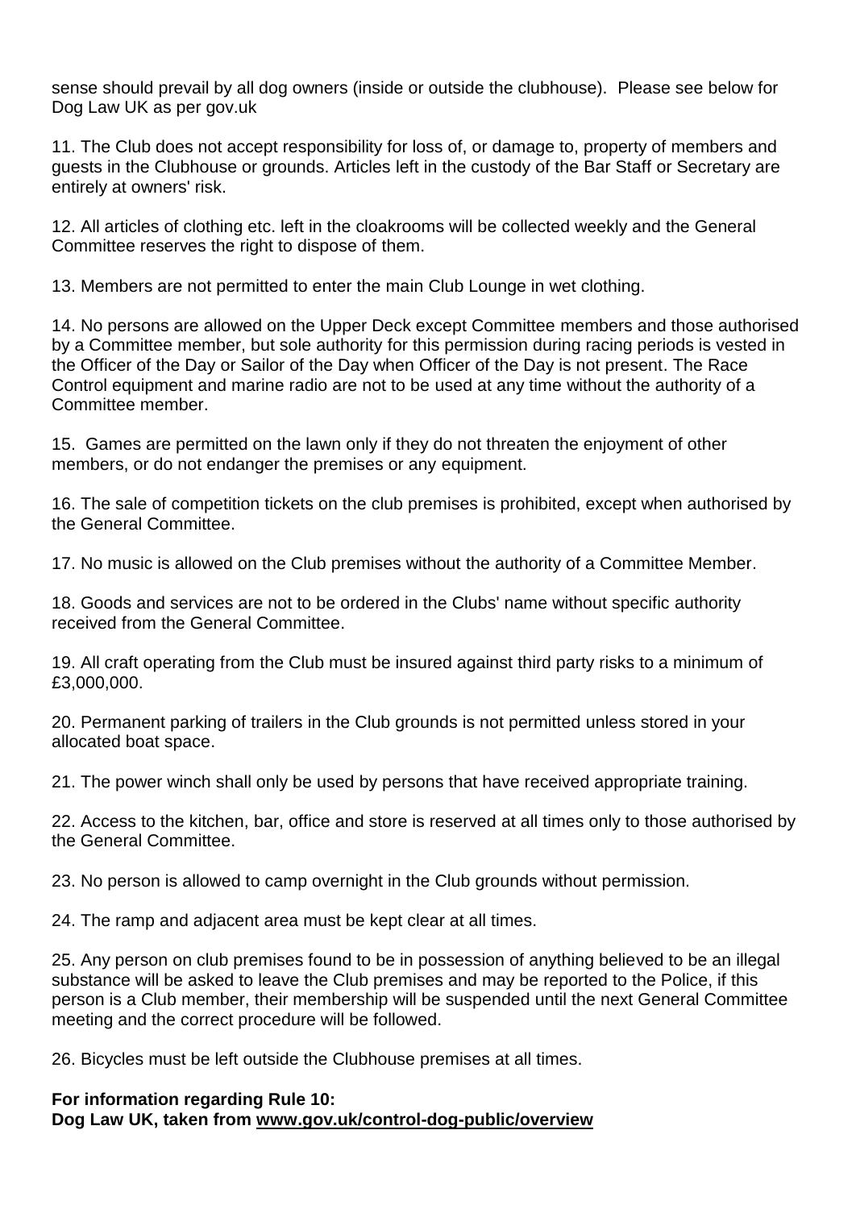sense should prevail by all dog owners (inside or outside the clubhouse). Please see below for Dog Law UK as per gov.uk

11. The Club does not accept responsibility for loss of, or damage to, property of members and guests in the Clubhouse or grounds. Articles left in the custody of the Bar Staff or Secretary are entirely at owners' risk.

12. All articles of clothing etc. left in the cloakrooms will be collected weekly and the General Committee reserves the right to dispose of them.

13. Members are not permitted to enter the main Club Lounge in wet clothing.

14. No persons are allowed on the Upper Deck except Committee members and those authorised by a Committee member, but sole authority for this permission during racing periods is vested in the Officer of the Day or Sailor of the Day when Officer of the Day is not present. The Race Control equipment and marine radio are not to be used at any time without the authority of a Committee member.

15. Games are permitted on the lawn only if they do not threaten the enjoyment of other members, or do not endanger the premises or any equipment.

16. The sale of competition tickets on the club premises is prohibited, except when authorised by the General Committee.

17. No music is allowed on the Club premises without the authority of a Committee Member.

18. Goods and services are not to be ordered in the Clubs' name without specific authority received from the General Committee.

19. All craft operating from the Club must be insured against third party risks to a minimum of £3,000,000.

20. Permanent parking of trailers in the Club grounds is not permitted unless stored in your allocated boat space.

21. The power winch shall only be used by persons that have received appropriate training.

22. Access to the kitchen, bar, office and store is reserved at all times only to those authorised by the General Committee.

23. No person is allowed to camp overnight in the Club grounds without permission.

24. The ramp and adjacent area must be kept clear at all times.

25. Any person on club premises found to be in possession of anything believed to be an illegal substance will be asked to leave the Club premises and may be reported to the Police, if this person is a Club member, their membership will be suspended until the next General Committee meeting and the correct procedure will be followed.

26. Bicycles must be left outside the Clubhouse premises at all times.

**For information regarding Rule 10:**
**Dog Law UK, taken from www.gov.uk/control-dog-public/overview**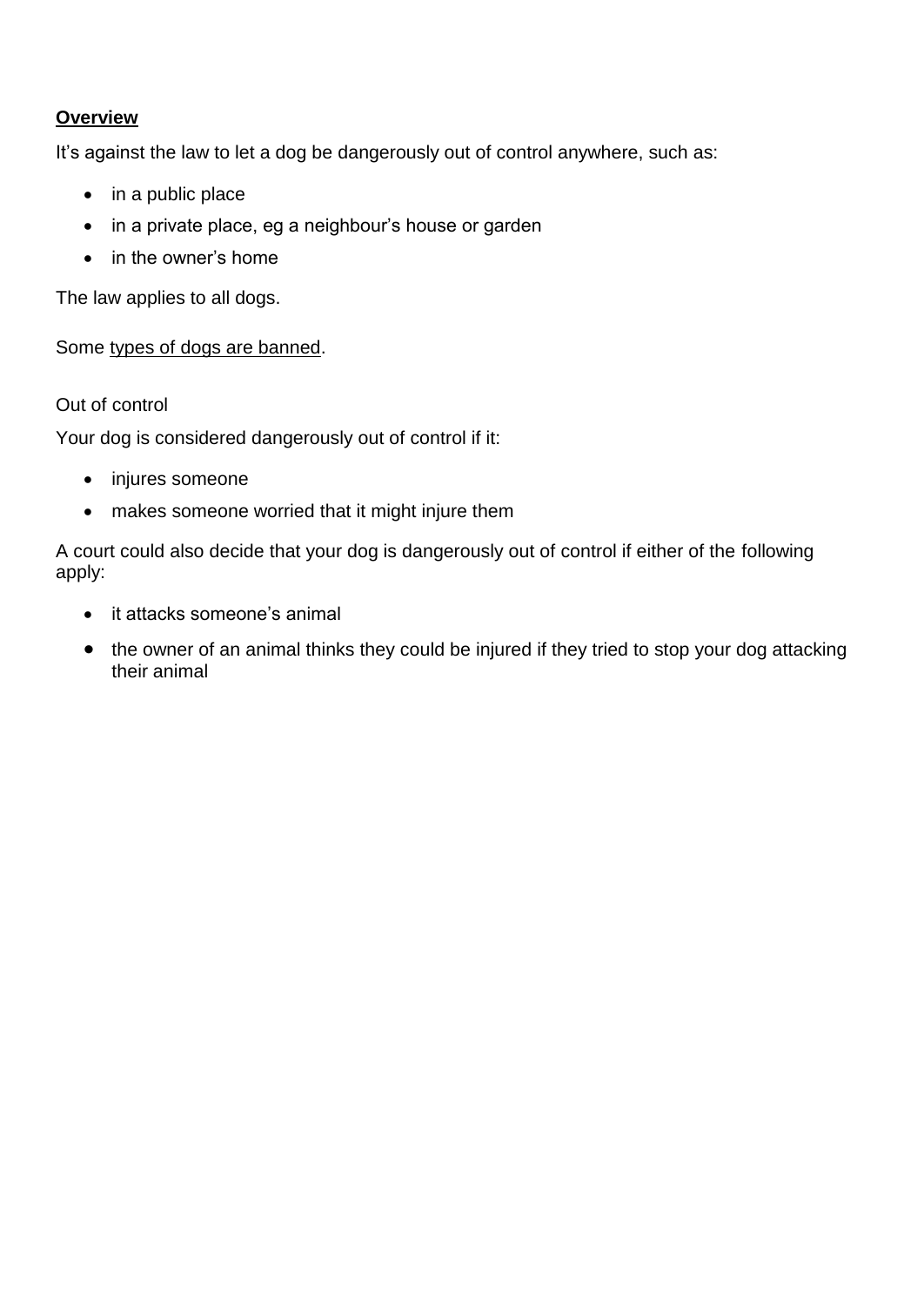**Overview**

It’s against the law to let a dog be dangerously out of control anywhere, such as:

- in a public place
- in a private place, eg a neighbour’s house or garden
- in the owner’s home

The law applies to all dogs.

Some types of dogs are banned.

Out of control

Your dog is considered dangerously out of control if it:

- injures someone
- makes someone worried that it might injure them

A court could also decide that your dog is dangerously out of control if either of the following apply:

- it attacks someone’s animal
- the owner of an animal thinks they could be injured if they tried to stop your dog attacking their animal